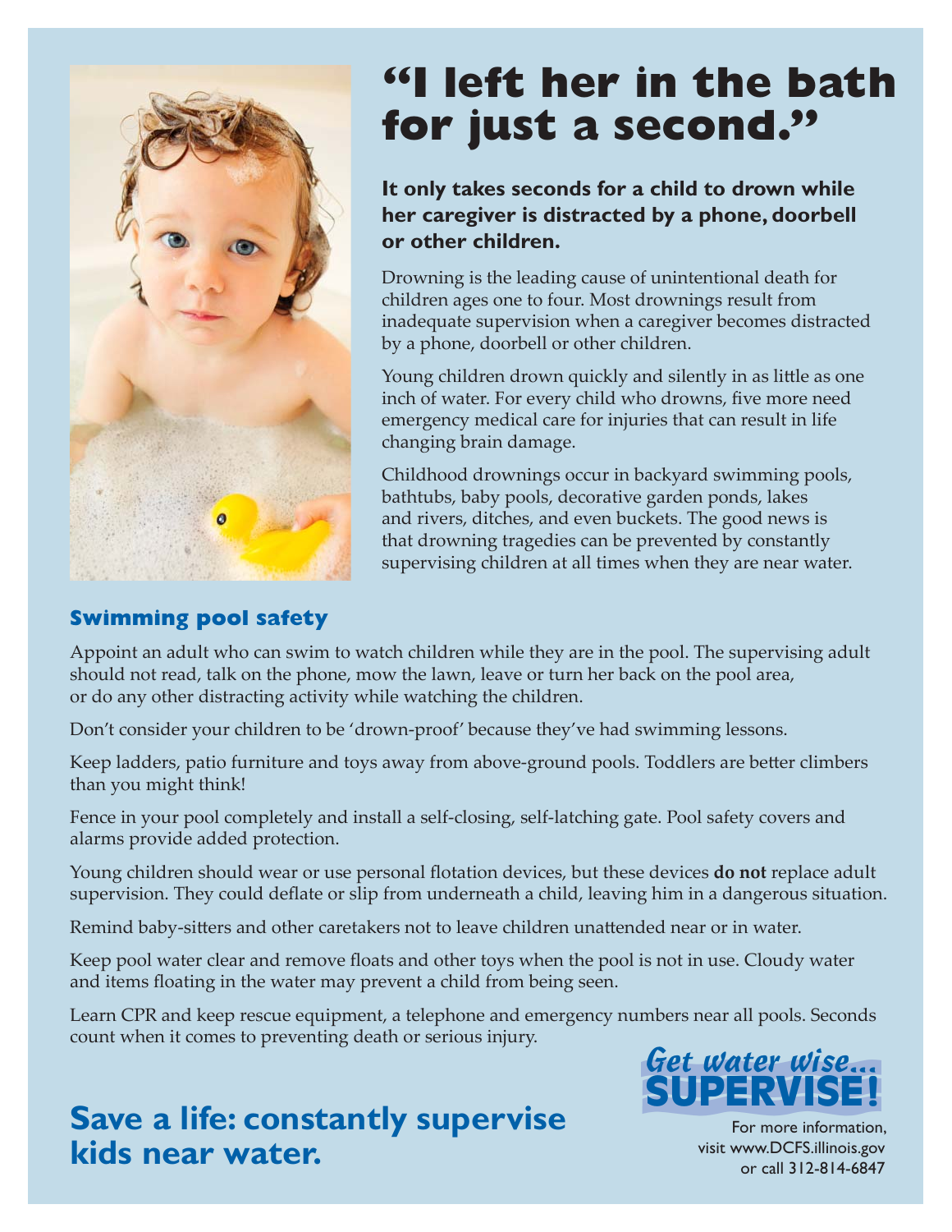# "I left her in the bath for just a second."

**It only takes seconds for a child to drown while her caregiver is distracted by a phone, doorbell or other children.**

Drowning is the leading cause of unintentional death for children ages one to four. Most drownings result from inadequate supervision when a caregiver becomes distracted by a phone, doorbell or other children.

Young children drown quickly and silently in as little as one inch of water. For every child who drowns, five more need emergency medical care for injuries that can result in life changing brain damage.

Childhood drownings occur in backyard swimming pools, bathtubs, baby pools, decorative garden ponds, lakes and rivers, ditches, and even buckets. The good news is that drowning tragedies can be prevented by constantly supervising children at all times when they are near water.

## Swimming pool safety

Appoint an adult who can swim to watch children while they are in the pool. The supervising adult should not read, talk on the phone, mow the lawn, leave or turn her back on the pool area, or do any other distracting activity while watching the children.

Don't consider your children to be 'drown-proof' because they've had swimming lessons.

Keep ladders, patio furniture and toys away from above-ground pools. Toddlers are better climbers than you might think!

Fence in your pool completely and install a self-closing, self-latching gate. Pool safety covers and alarms provide added protection.

Young children should wear or use personal flotation devices, but these devices **do not** replace adult supervision. They could deflate or slip from underneath a child, leaving him in a dangerous situation.

Remind baby-sitters and other caretakers not to leave children unattended near or in water.

Keep pool water clear and remove floats and other toys when the pool is not in use. Cloudy water and items floating in the water may prevent a child from being seen.

Learn CPR and keep rescue equipment, a telephone and emergency numbers near all pools. Seconds count when it comes to preventing death or serious injury.

## Save a life: constantly supervise kids near water.

*Get water wise...* **SUPERVISE!**

For more information, visit www.DCFS.illinois.gov or call 312-814-6847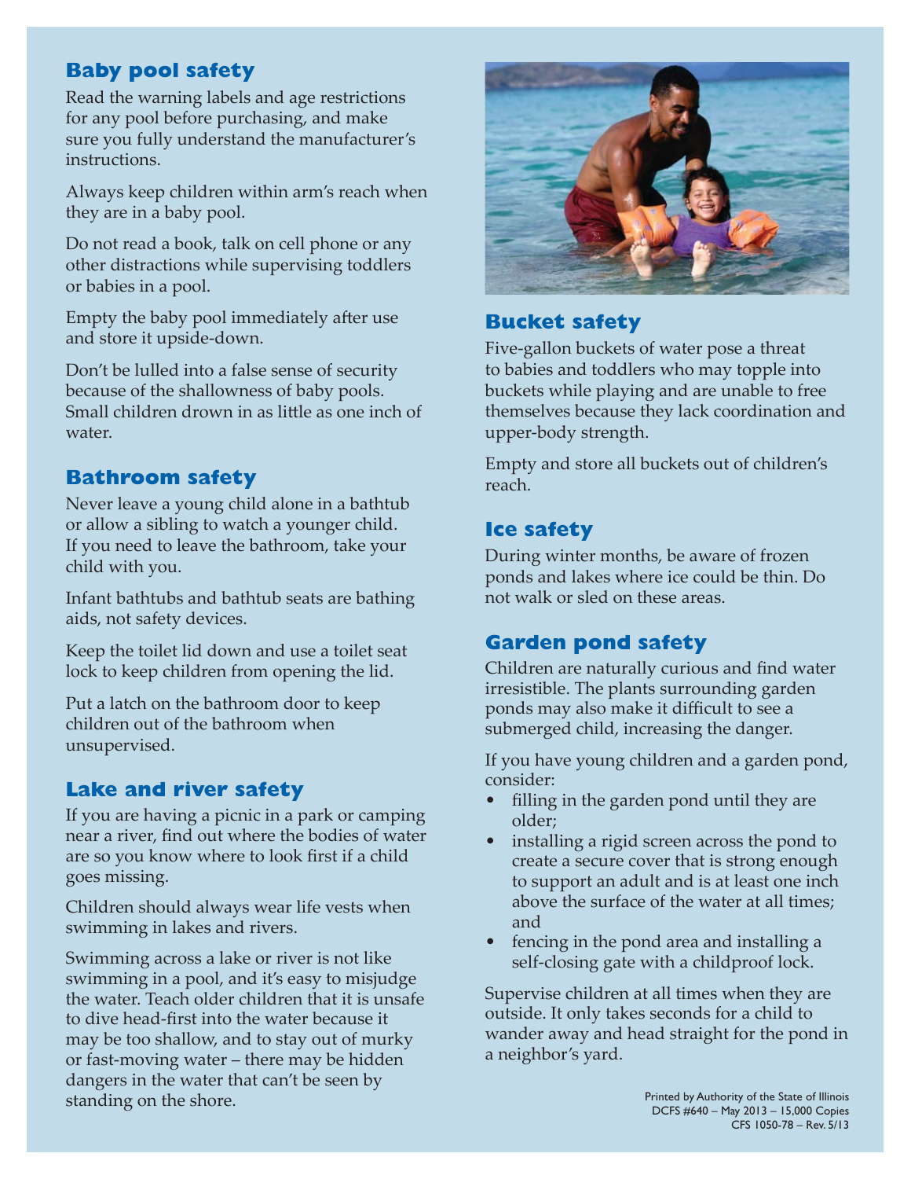## Baby pool safety

Read the warning labels and age restrictions for any pool before purchasing, and make sure you fully understand the manufacturer's instructions.

Always keep children within arm's reach when they are in a baby pool.

Do not read a book, talk on cell phone or any other distractions while supervising toddlers or babies in a pool.

Empty the baby pool immediately after use and store it upside-down.

Don't be lulled into a false sense of security because of the shallowness of baby pools. Small children drown in as little as one inch of water.

## Bathroom safety

Never leave a young child alone in a bathtub or allow a sibling to watch a younger child. If you need to leave the bathroom, take your child with you.

Infant bathtubs and bathtub seats are bathing aids, not safety devices.

Keep the toilet lid down and use a toilet seat lock to keep children from opening the lid.

Put a latch on the bathroom door to keep children out of the bathroom when unsupervised.

## Lake and river safety

If you are having a picnic in a park or camping near a river, find out where the bodies of water are so you know where to look first if a child goes missing.

Children should always wear life vests when swimming in lakes and rivers.

Swimming across a lake or river is not like swimming in a pool, and it's easy to misjudge the water. Teach older children that it is unsafe to dive head-first into the water because it may be too shallow, and to stay out of murky or fast-moving water – there may be hidden dangers in the water that can't be seen by standing on the shore.

## Bucket safety

Five-gallon buckets of water pose a threat to babies and toddlers who may topple into buckets while playing and are unable to free themselves because they lack coordination and upper-body strength.

Empty and store all buckets out of children's reach.

## Ice safety

During winter months, be aware of frozen ponds and lakes where ice could be thin. Do not walk or sled on these areas.

## Garden pond safety

Children are naturally curious and find water irresistible. The plants surrounding garden ponds may also make it difficult to see a submerged child, increasing the danger.

If you have young children and a garden pond, consider:

- filling in the garden pond until they are older;
- installing a rigid screen across the pond to create a secure cover that is strong enough to support an adult and is at least one inch above the surface of the water at all times; and
- fencing in the pond area and installing a self-closing gate with a childproof lock.

Supervise children at all times when they are outside. It only takes seconds for a child to wander away and head straight for the pond in a neighbor's yard.

Printed by Authority of the State of Illinois
DCFS #640 – May 2013 – 15,000 Copies
CFS 1050-78 – Rev. 5/13